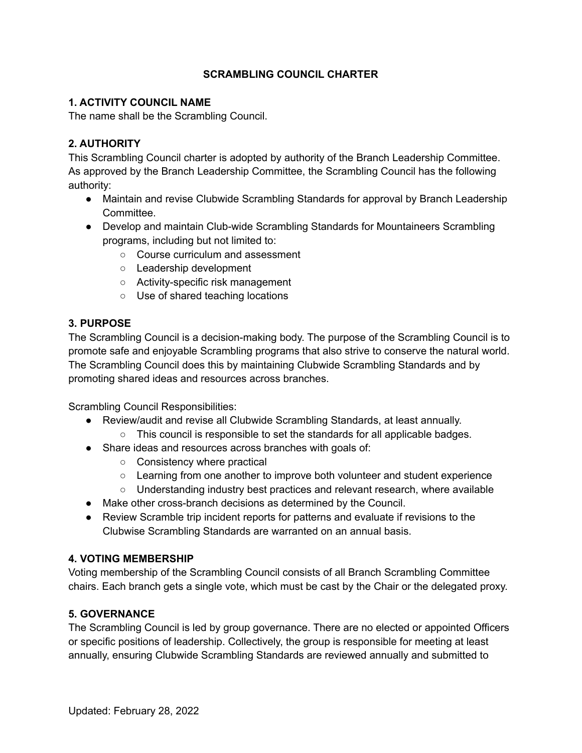# SCRAMBLING COUNCIL CHARTER

## 1. ACTIVITY COUNCIL NAME

The name shall be the Scrambling Council.

## 2. AUTHORITY

This Scrambling Council charter is adopted by authority of the Branch Leadership Committee. As approved by the Branch Leadership Committee, the Scrambling Council has the following authority:

- Maintain and revise Clubwide Scrambling Standards for approval by Branch Leadership Committee.
- Develop and maintain Club-wide Scrambling Standards for Mountaineers Scrambling programs, including but not limited to:
  - Course curriculum and assessment
  - Leadership development
  - Activity-specific risk management
  - Use of shared teaching locations

## 3. PURPOSE

The Scrambling Council is a decision-making body. The purpose of the Scrambling Council is to promote safe and enjoyable Scrambling programs that also strive to conserve the natural world. The Scrambling Council does this by maintaining Clubwide Scrambling Standards and by promoting shared ideas and resources across branches.

Scrambling Council Responsibilities:

- Review/audit and revise all Clubwide Scrambling Standards, at least annually.
  - This council is responsible to set the standards for all applicable badges.
- Share ideas and resources across branches with goals of:
  - Consistency where practical
  - Learning from one another to improve both volunteer and student experience
  - Understanding industry best practices and relevant research, where available
- Make other cross-branch decisions as determined by the Council.
- Review Scramble trip incident reports for patterns and evaluate if revisions to the Clubwise Scrambling Standards are warranted on an annual basis.

## 4. VOTING MEMBERSHIP

Voting membership of the Scrambling Council consists of all Branch Scrambling Committee chairs. Each branch gets a single vote, which must be cast by the Chair or the delegated proxy.

## 5. GOVERNANCE

The Scrambling Council is led by group governance. There are no elected or appointed Officers or specific positions of leadership. Collectively, the group is responsible for meeting at least annually, ensuring Clubwide Scrambling Standards are reviewed annually and submitted to

Updated: February 28, 2022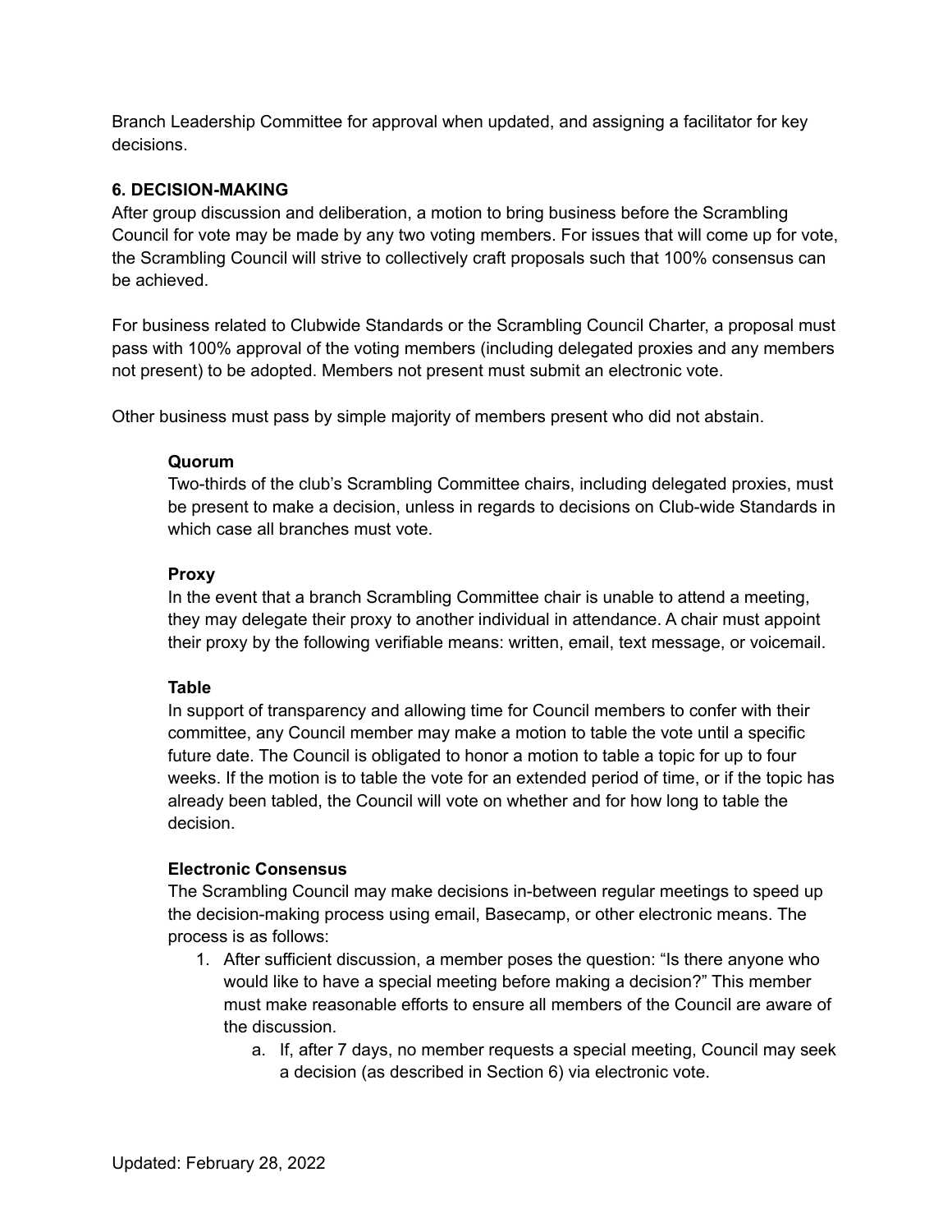Branch Leadership Committee for approval when updated, and assigning a facilitator for key decisions.

## 6. DECISION-MAKING

After group discussion and deliberation, a motion to bring business before the Scrambling Council for vote may be made by any two voting members. For issues that will come up for vote, the Scrambling Council will strive to collectively craft proposals such that 100% consensus can be achieved.

For business related to Clubwide Standards or the Scrambling Council Charter, a proposal must pass with 100% approval of the voting members (including delegated proxies and any members not present) to be adopted. Members not present must submit an electronic vote.

Other business must pass by simple majority of members present who did not abstain.

### Quorum

Two-thirds of the club's Scrambling Committee chairs, including delegated proxies, must be present to make a decision, unless in regards to decisions on Club-wide Standards in which case all branches must vote.

### Proxy

In the event that a branch Scrambling Committee chair is unable to attend a meeting, they may delegate their proxy to another individual in attendance. A chair must appoint their proxy by the following verifiable means: written, email, text message, or voicemail.

### Table

In support of transparency and allowing time for Council members to confer with their committee, any Council member may make a motion to table the vote until a specific future date. The Council is obligated to honor a motion to table a topic for up to four weeks. If the motion is to table the vote for an extended period of time, or if the topic has already been tabled, the Council will vote on whether and for how long to table the decision.

### Electronic Consensus

The Scrambling Council may make decisions in-between regular meetings to speed up the decision-making process using email, Basecamp, or other electronic means. The process is as follows:

1. After sufficient discussion, a member poses the question: "Is there anyone who would like to have a special meeting before making a decision?" This member must make reasonable efforts to ensure all members of the Council are aware of the discussion.
    a. If, after 7 days, no member requests a special meeting, Council may seek a decision (as described in Section 6) via electronic vote.

Updated: February 28, 2022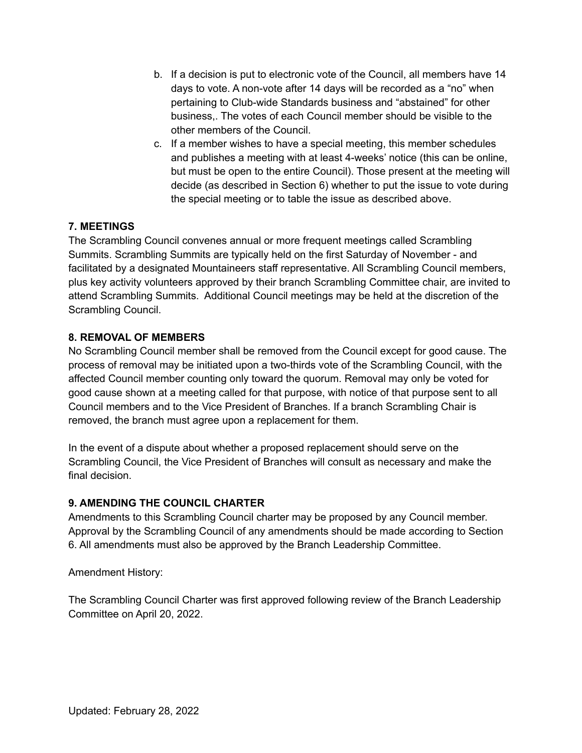b. If a decision is put to electronic vote of the Council, all members have 14 days to vote. A non-vote after 14 days will be recorded as a "no" when pertaining to Club-wide Standards business and "abstained" for other business,. The votes of each Council member should be visible to the other members of the Council.

c. If a member wishes to have a special meeting, this member schedules and publishes a meeting with at least 4-weeks' notice (this can be online, but must be open to the entire Council). Those present at the meeting will decide (as described in Section 6) whether to put the issue to vote during the special meeting or to table the issue as described above.

**7. MEETINGS**

The Scrambling Council convenes annual or more frequent meetings called Scrambling Summits. Scrambling Summits are typically held on the first Saturday of November - and facilitated by a designated Mountaineers staff representative. All Scrambling Council members, plus key activity volunteers approved by their branch Scrambling Committee chair, are invited to attend Scrambling Summits. Additional Council meetings may be held at the discretion of the Scrambling Council.

**8. REMOVAL OF MEMBERS**

No Scrambling Council member shall be removed from the Council except for good cause. The process of removal may be initiated upon a two-thirds vote of the Scrambling Council, with the affected Council member counting only toward the quorum. Removal may only be voted for good cause shown at a meeting called for that purpose, with notice of that purpose sent to all Council members and to the Vice President of Branches. If a branch Scrambling Chair is removed, the branch must agree upon a replacement for them.

In the event of a dispute about whether a proposed replacement should serve on the Scrambling Council, the Vice President of Branches will consult as necessary and make the final decision.

**9. AMENDING THE COUNCIL CHARTER**

Amendments to this Scrambling Council charter may be proposed by any Council member. Approval by the Scrambling Council of any amendments should be made according to Section 6. All amendments must also be approved by the Branch Leadership Committee.

Amendment History:

The Scrambling Council Charter was first approved following review of the Branch Leadership Committee on April 20, 2022.

Updated: February 28, 2022